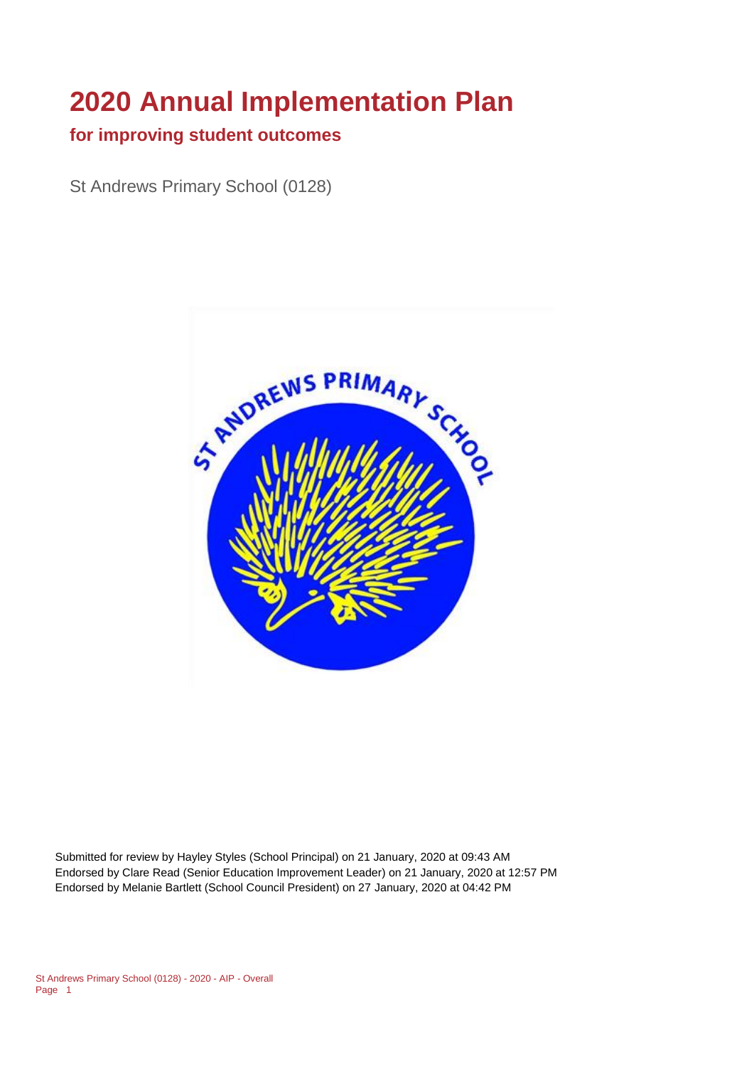# 2020 Annual Implementation Plan

## for improving student outcomes

St Andrews Primary School (0128)

Submitted for review by Hayley Styles (School Principal) on 21 January, 2020 at 09:43 AM
Endorsed by Clare Read (Senior Education Improvement Leader) on 21 January, 2020 at 12:57 PM
Endorsed by Melanie Bartlett (School Council President) on 27 January, 2020 at 04:42 PM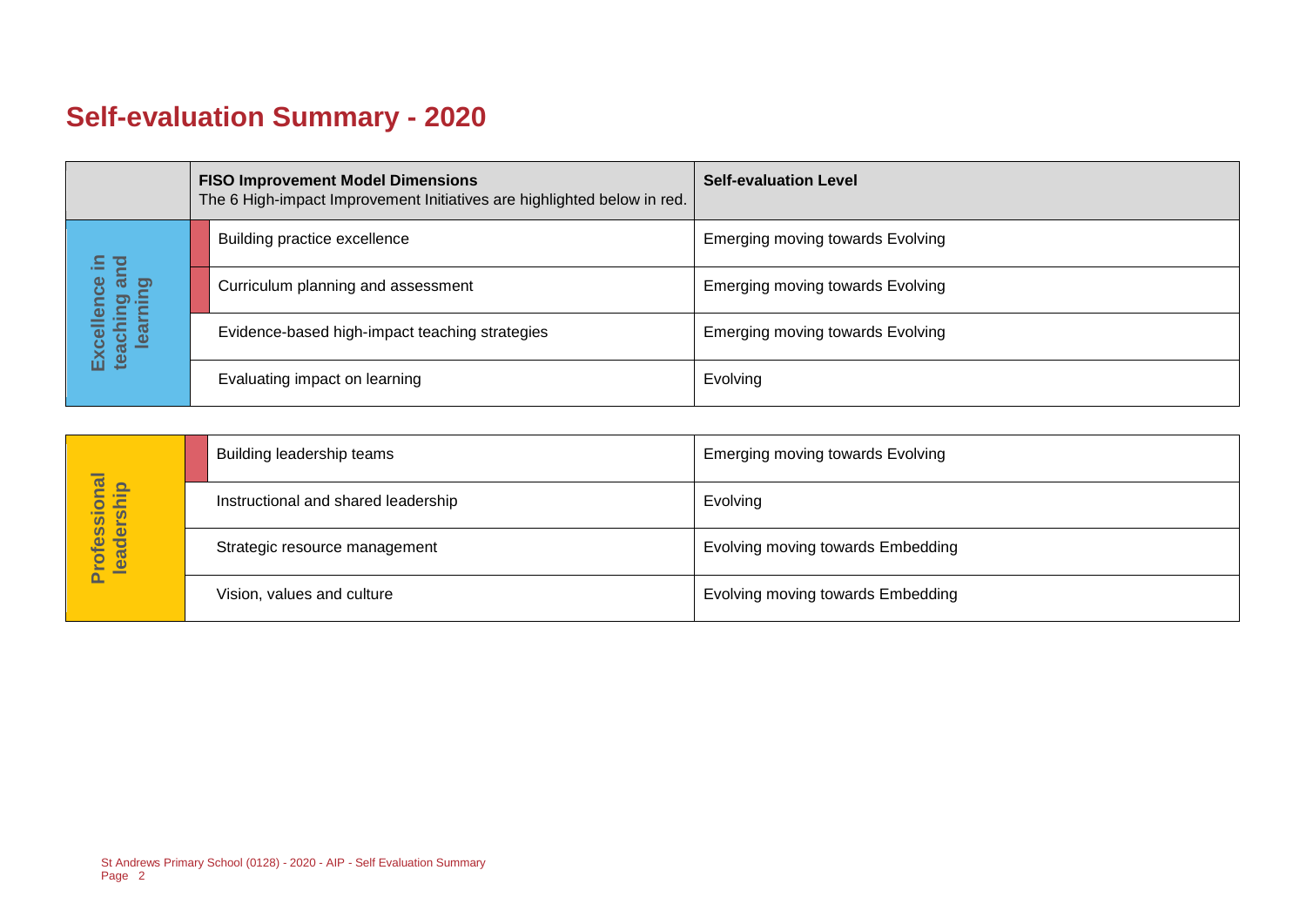# Self-evaluation Summary - 2020

| | **FISO Improvement Model Dimensions**<br>The 6 High-impact Improvement Initiatives are highlighted below in red. | **Self-evaluation Level** |
|---|---|---|
| Excellence in teaching and learning | Building practice excellence | Emerging moving towards Evolving |
| | Curriculum planning and assessment | Emerging moving towards Evolving |
| | Evidence-based high-impact teaching strategies | Emerging moving towards Evolving |
| | Evaluating impact on learning | Evolving |

| | | |
|---|---|---|
| Professional leadership | Building leadership teams | Emerging moving towards Evolving |
| | Instructional and shared leadership | Evolving |
| | Strategic resource management | Evolving moving towards Embedding |
| | Vision, values and culture | Evolving moving towards Embedding |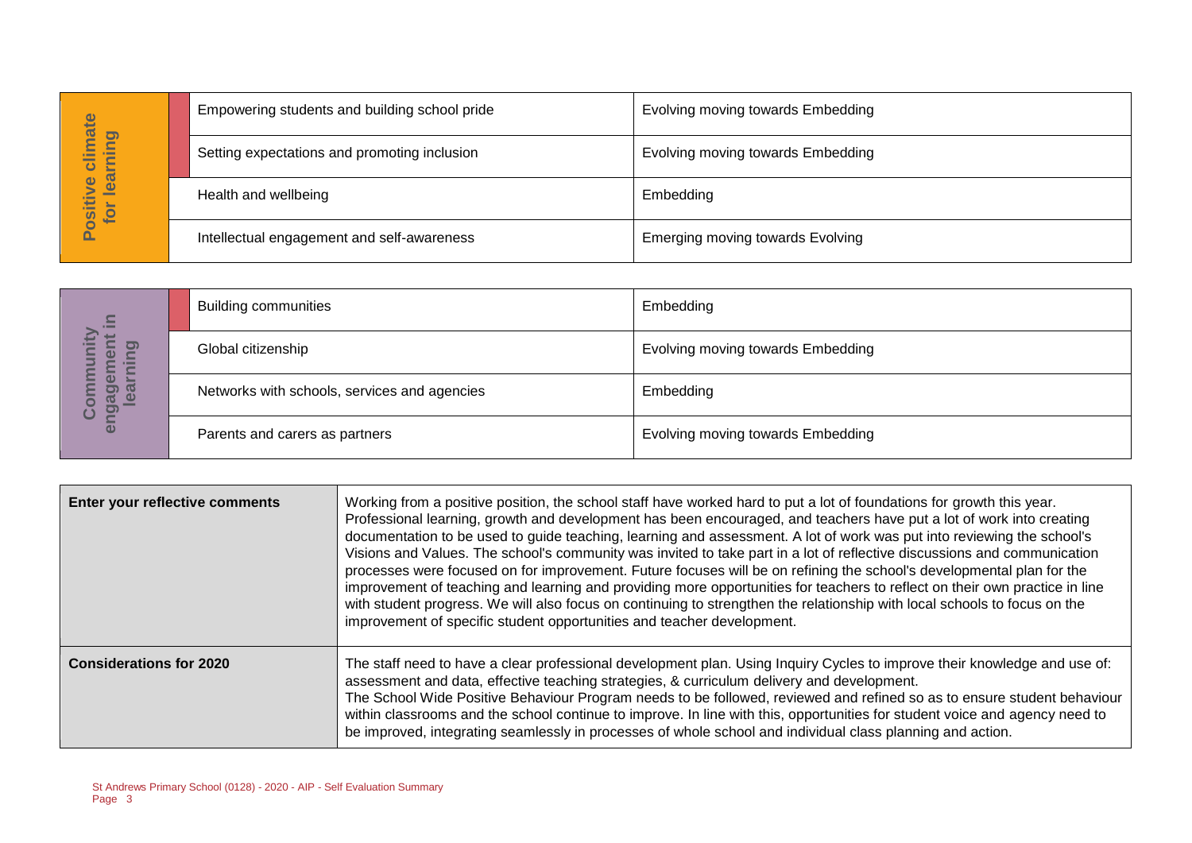| Positive climate for learning | | |
|---|---|---|
| | Empowering students and building school pride | Evolving moving towards Embedding |
| | Setting expectations and promoting inclusion | Evolving moving towards Embedding |
| | Health and wellbeing | Embedding |
| | Intellectual engagement and self-awareness | Emerging moving towards Evolving |

| Community engagement in learning | | |
|---|---|---|
| | Building communities | Embedding |
| | Global citizenship | Evolving moving towards Embedding |
| | Networks with schools, services and agencies | Embedding |
| | Parents and carers as partners | Evolving moving towards Embedding |

| | |
|---|---|
| **Enter your reflective comments** | Working from a positive position, the school staff have worked hard to put a lot of foundations for growth this year. Professional learning, growth and development has been encouraged, and teachers have put a lot of work into creating documentation to be used to guide teaching, learning and assessment. A lot of work was put into reviewing the school's Visions and Values. The school's community was invited to take part in a lot of reflective discussions and communication processes were focused on for improvement. Future focuses will be on refining the school's developmental plan for the improvement of teaching and learning and providing more opportunities for teachers to reflect on their own practice in line with student progress. We will also focus on continuing to strengthen the relationship with local schools to focus on the improvement of specific student opportunities and teacher development. |
| **Considerations for 2020** | The staff need to have a clear professional development plan. Using Inquiry Cycles to improve their knowledge and use of: assessment and data, effective teaching strategies, & curriculum delivery and development.<br>The School Wide Positive Behaviour Program needs to be followed, reviewed and refined so as to ensure student behaviour within classrooms and the school continue to improve. In line with this, opportunities for student voice and agency need to be improved, integrating seamlessly in processes of whole school and individual class planning and action. |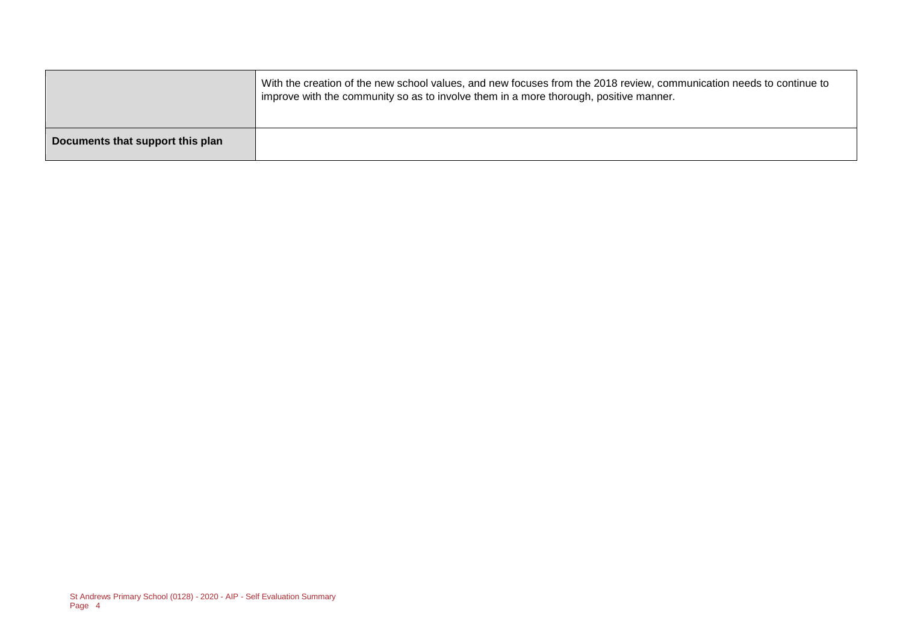| | |
|---|---|
| | With the creation of the new school values, and new focuses from the 2018 review, communication needs to continue to improve with the community so as to involve them in a more thorough, positive manner. |
| **Documents that support this plan** | |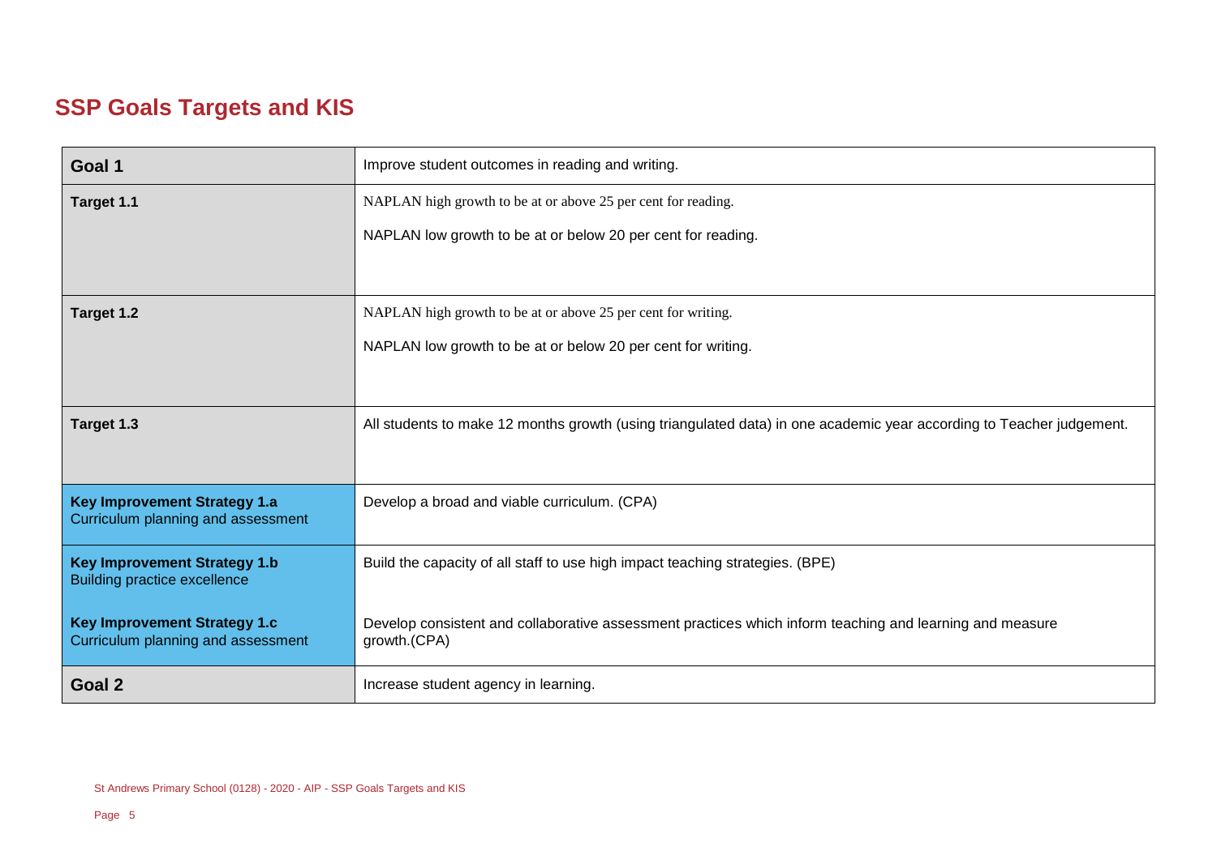## SSP Goals Targets and KIS

| | |
|---|---|
| **Goal 1** | Improve student outcomes in reading and writing. |
| **Target 1.1** | NAPLAN high growth to be at or above 25 per cent for reading.<br><br>NAPLAN low growth to be at or below 20 per cent for reading. |
| **Target 1.2** | NAPLAN high growth to be at or above 25 per cent for writing.<br><br>NAPLAN low growth to be at or below 20 per cent for writing. |
| **Target 1.3** | All students to make 12 months growth (using triangulated data) in one academic year according to Teacher judgement. |
| **Key Improvement Strategy 1.a**<br>Curriculum planning and assessment | Develop a broad and viable curriculum. (CPA) |
| **Key Improvement Strategy 1.b**<br>Building practice excellence | Build the capacity of all staff to use high impact teaching strategies. (BPE) |
| **Key Improvement Strategy 1.c**<br>Curriculum planning and assessment | Develop consistent and collaborative assessment practices which inform teaching and learning and measure growth.(CPA) |
| **Goal 2** | Increase student agency in learning. |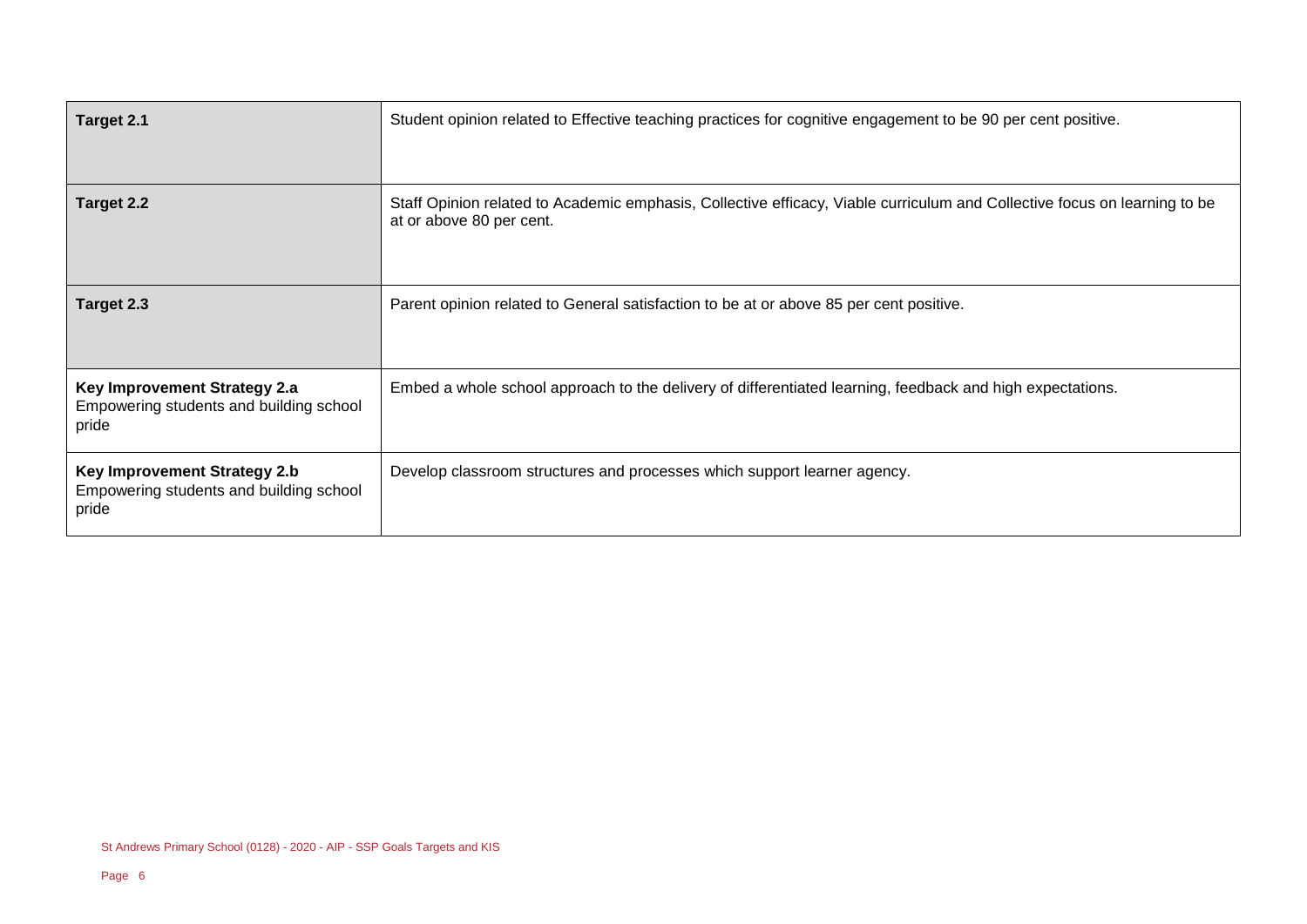| | |
|---|---|
| **Target 2.1** | Student opinion related to Effective teaching practices for cognitive engagement to be 90 per cent positive. |
| **Target 2.2** | Staff Opinion related to Academic emphasis, Collective efficacy, Viable curriculum and Collective focus on learning to be at or above 80 per cent. |
| **Target 2.3** | Parent opinion related to General satisfaction to be at or above 85 per cent positive. |
| **Key Improvement Strategy 2.a** Empowering students and building school pride | Embed a whole school approach to the delivery of differentiated learning, feedback and high expectations. |
| **Key Improvement Strategy 2.b** Empowering students and building school pride | Develop classroom structures and processes which support learner agency. |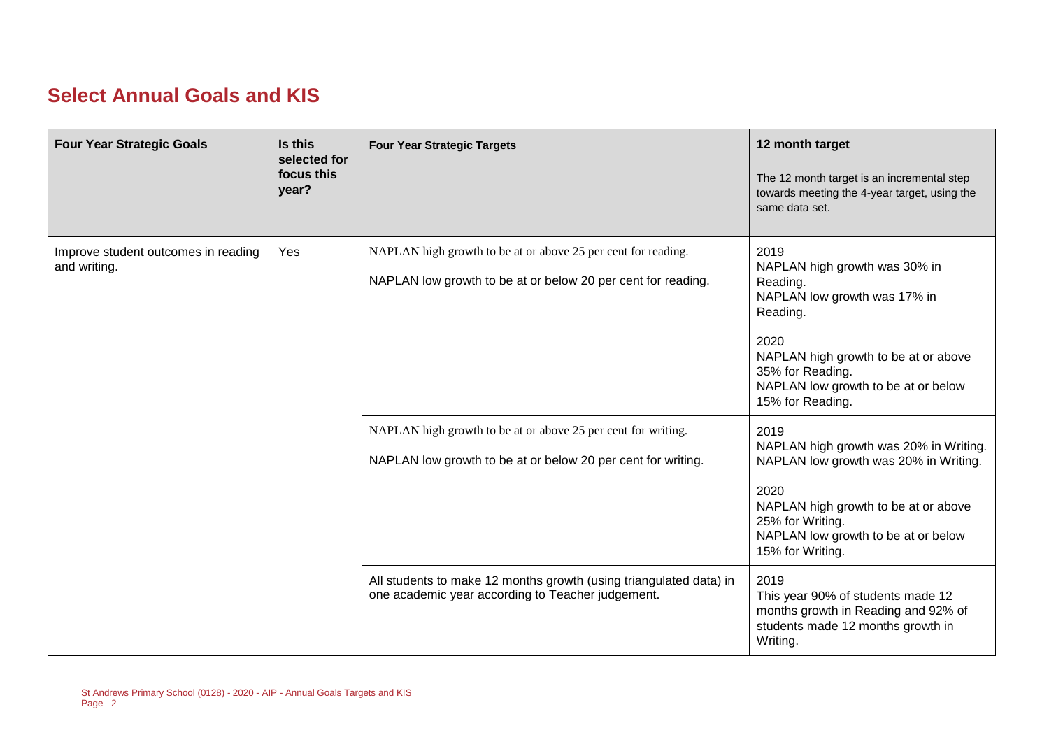## Select Annual Goals and KIS

| Four Year Strategic Goals | Is this selected for focus this year? | Four Year Strategic Targets | 12 month target<br><br>The 12 month target is an incremental step towards meeting the 4-year target, using the same data set. |
| --- | --- | --- | --- |
| Improve student outcomes in reading and writing. | Yes | NAPLAN high growth to be at or above 25 per cent for reading.<br><br>NAPLAN low growth to be at or below 20 per cent for reading. | 2019<br>NAPLAN high growth was 30% in Reading.<br>NAPLAN low growth was 17% in Reading.<br><br>2020<br>NAPLAN high growth to be at or above 35% for Reading.<br>NAPLAN low growth to be at or below 15% for Reading. |
| | | NAPLAN high growth to be at or above 25 per cent for writing.<br><br>NAPLAN low growth to be at or below 20 per cent for writing. | 2019<br>NAPLAN high growth was 20% in Writing.<br>NAPLAN low growth was 20% in Writing.<br><br>2020<br>NAPLAN high growth to be at or above 25% for Writing.<br>NAPLAN low growth to be at or below 15% for Writing. |
| | | All students to make 12 months growth (using triangulated data) in one academic year according to Teacher judgement. | 2019<br>This year 90% of students made 12 months growth in Reading and 92% of students made 12 months growth in Writing. |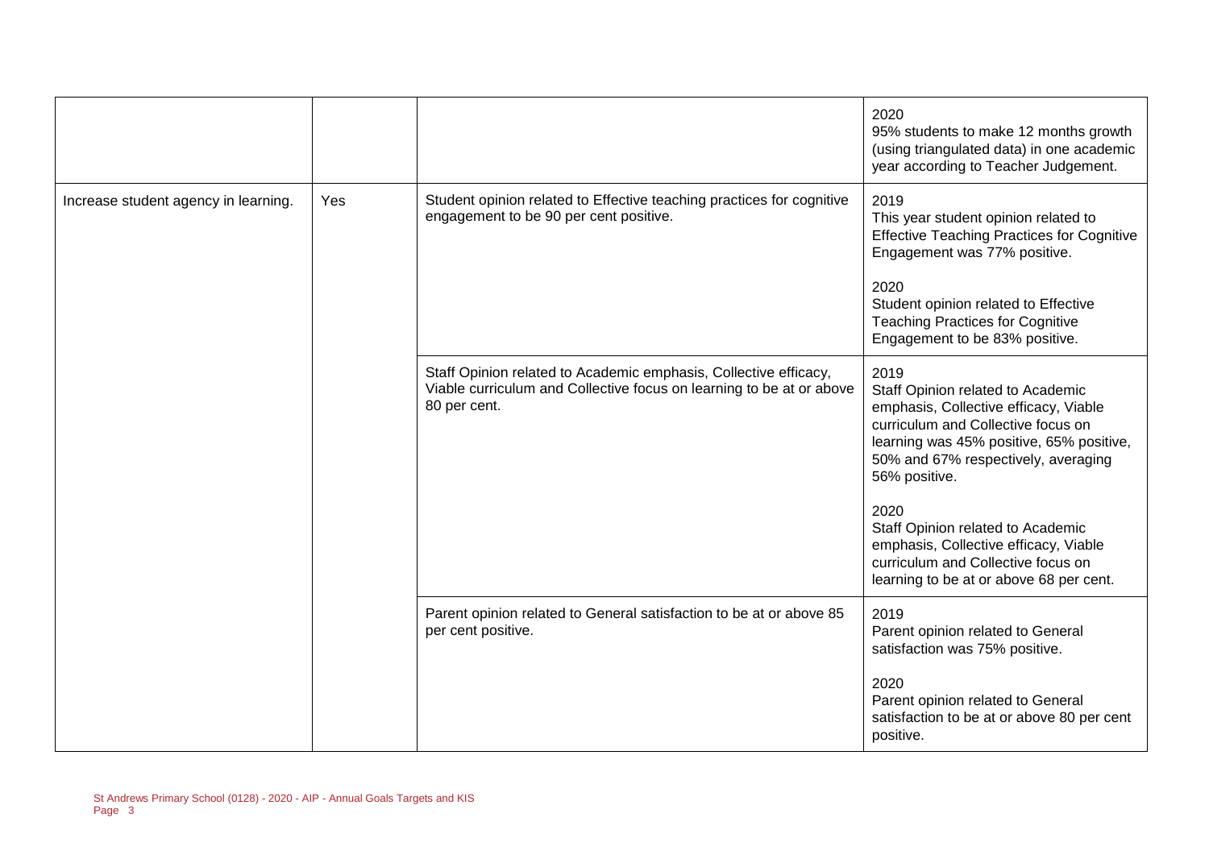| | | | |
|---|---|---|---|
| | | | 2020<br>95% students to make 12 months growth (using triangulated data) in one academic year according to Teacher Judgement. |
| Increase student agency in learning. | Yes | Student opinion related to Effective teaching practices for cognitive engagement to be 90 per cent positive. | 2019<br>This year student opinion related to Effective Teaching Practices for Cognitive Engagement was 77% positive.<br><br>2020<br>Student opinion related to Effective Teaching Practices for Cognitive Engagement to be 83% positive. |
| | | Staff Opinion related to Academic emphasis, Collective efficacy, Viable curriculum and Collective focus on learning to be at or above 80 per cent. | 2019<br>Staff Opinion related to Academic emphasis, Collective efficacy, Viable curriculum and Collective focus on learning was 45% positive, 65% positive, 50% and 67% respectively, averaging 56% positive.<br><br>2020<br>Staff Opinion related to Academic emphasis, Collective efficacy, Viable curriculum and Collective focus on learning to be at or above 68 per cent. |
| | | Parent opinion related to General satisfaction to be at or above 85 per cent positive. | 2019<br>Parent opinion related to General satisfaction was 75% positive.<br><br>2020<br>Parent opinion related to General satisfaction to be at or above 80 per cent positive. |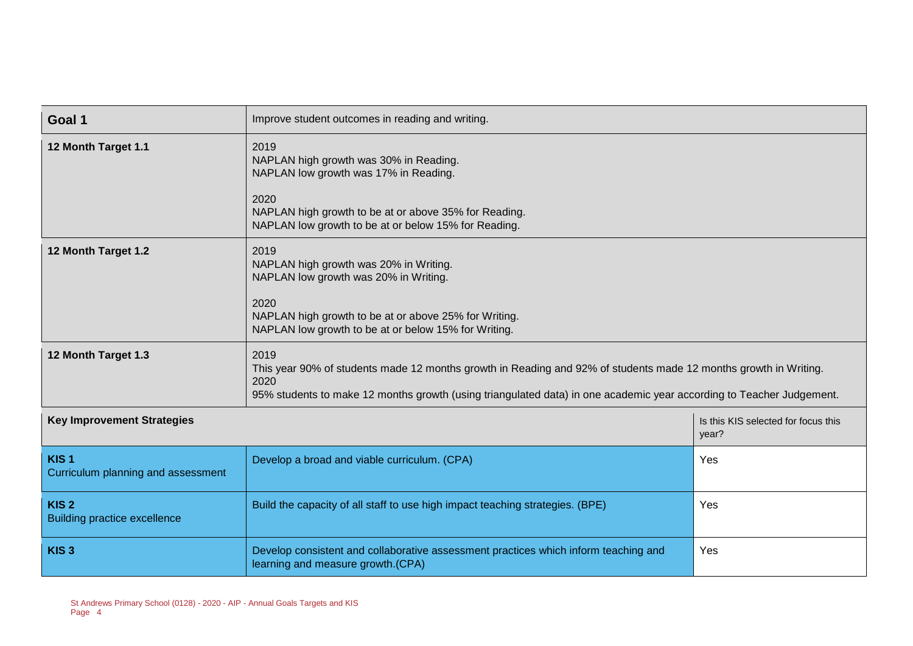| Goal 1 | Improve student outcomes in reading and writing. | |
|---|---|---|
| **12 Month Target 1.1** | 2019<br>NAPLAN high growth was 30% in Reading.<br>NAPLAN low growth was 17% in Reading.<br><br>2020<br>NAPLAN high growth to be at or above 35% for Reading.<br>NAPLAN low growth to be at or below 15% for Reading. | |
| **12 Month Target 1.2** | 2019<br>NAPLAN high growth was 20% in Writing.<br>NAPLAN low growth was 20% in Writing.<br><br>2020<br>NAPLAN high growth to be at or above 25% for Writing.<br>NAPLAN low growth to be at or below 15% for Writing. | |
| **12 Month Target 1.3** | 2019<br>This year 90% of students made 12 months growth in Reading and 92% of students made 12 months growth in Writing.<br>2020<br>95% students to make 12 months growth (using triangulated data) in one academic year according to Teacher Judgement. | |
| **Key Improvement Strategies** | | Is this KIS selected for focus this year? |
| **KIS 1**<br>Curriculum planning and assessment | Develop a broad and viable curriculum. (CPA) | Yes |
| **KIS 2**<br>Building practice excellence | Build the capacity of all staff to use high impact teaching strategies. (BPE) | Yes |
| **KIS 3** | Develop consistent and collaborative assessment practices which inform teaching and learning and measure growth.(CPA) | Yes |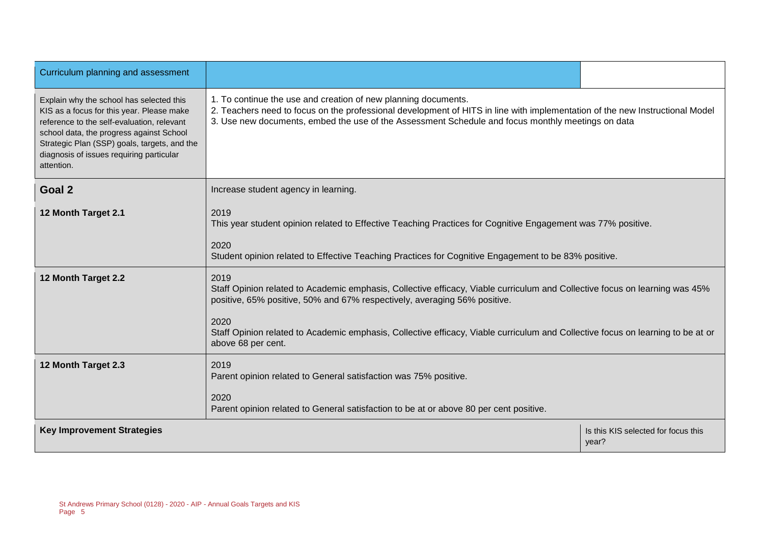| Curriculum planning and assessment | | |
| --- | --- | --- |
| Explain why the school has selected this KIS as a focus for this year. Please make reference to the self-evaluation, relevant school data, the progress against School Strategic Plan (SSP) goals, targets, and the diagnosis of issues requiring particular attention. | 1. To continue the use and creation of new planning documents.<br>2. Teachers need to focus on the professional development of HITS in line with implementation of the new Instructional Model<br>3. Use new documents, embed the use of the Assessment Schedule and focus monthly meetings on data | |
| **Goal 2** | Increase student agency in learning. | |
| **12 Month Target 2.1** | 2019<br>This year student opinion related to Effective Teaching Practices for Cognitive Engagement was 77% positive.<br><br>2020<br>Student opinion related to Effective Teaching Practices for Cognitive Engagement to be 83% positive. | |
| **12 Month Target 2.2** | 2019<br>Staff Opinion related to Academic emphasis, Collective efficacy, Viable curriculum and Collective focus on learning was 45% positive, 65% positive, 50% and 67% respectively, averaging 56% positive.<br><br>2020<br>Staff Opinion related to Academic emphasis, Collective efficacy, Viable curriculum and Collective focus on learning to be at or above 68 per cent. | |
| **12 Month Target 2.3** | 2019<br>Parent opinion related to General satisfaction was 75% positive.<br><br>2020<br>Parent opinion related to General satisfaction to be at or above 80 per cent positive. | |
| **Key Improvement Strategies** | | Is this KIS selected for focus this year? |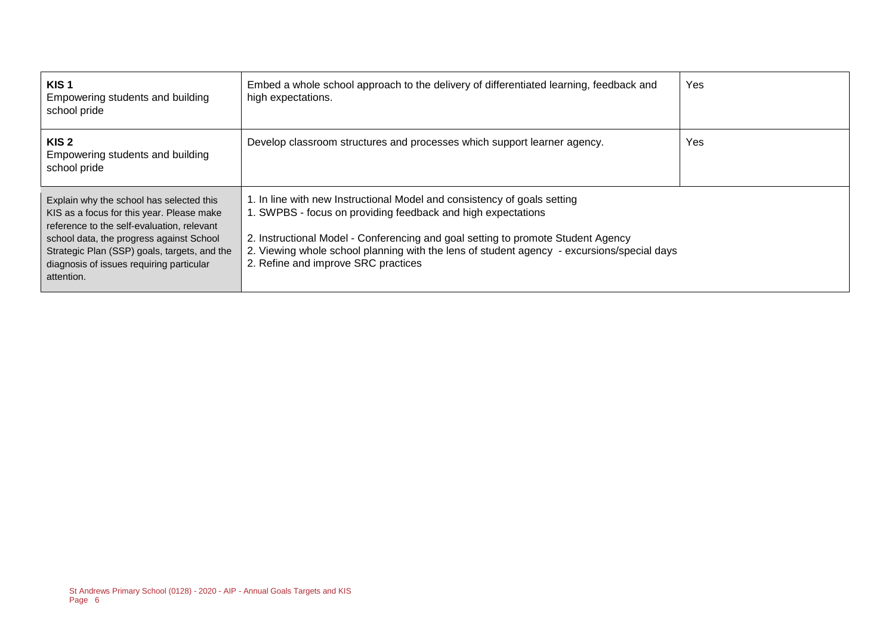| | | |
|---|---|---|
| **KIS 1**<br>Empowering students and building school pride | Embed a whole school approach to the delivery of differentiated learning, feedback and high expectations. | Yes |
| **KIS 2**<br>Empowering students and building school pride | Develop classroom structures and processes which support learner agency. | Yes |
| Explain why the school has selected this KIS as a focus for this year. Please make reference to the self-evaluation, relevant school data, the progress against School Strategic Plan (SSP) goals, targets, and the diagnosis of issues requiring particular attention. | 1. In line with new Instructional Model and consistency of goals setting<br>1. SWPBS - focus on providing feedback and high expectations<br><br>2. Instructional Model - Conferencing and goal setting to promote Student Agency<br>2. Viewing whole school planning with the lens of student agency - excursions/special days<br>2. Refine and improve SRC practices | |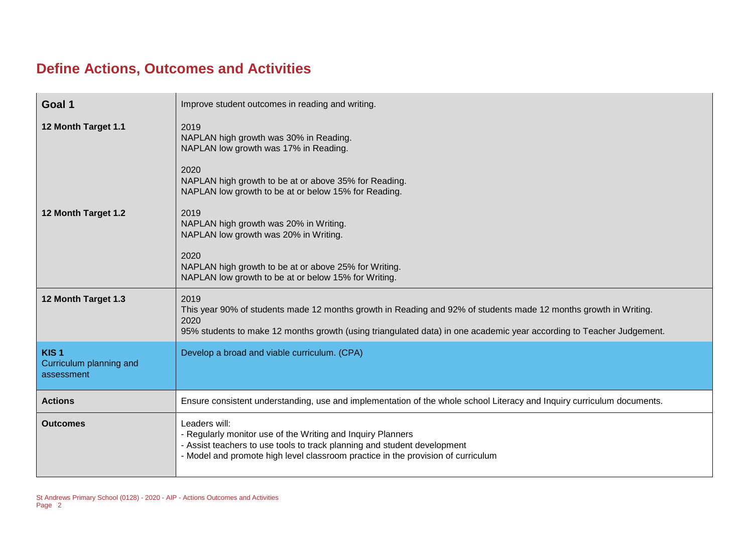# Define Actions, Outcomes and Activities

| | |
|---|---|
| **Goal 1** | Improve student outcomes in reading and writing. |
| **12 Month Target 1.1** | 2019<br>NAPLAN high growth was 30% in Reading.<br>NAPLAN low growth was 17% in Reading.<br><br>2020<br>NAPLAN high growth to be at or above 35% for Reading.<br>NAPLAN low growth to be at or below 15% for Reading. |
| **12 Month Target 1.2** | 2019<br>NAPLAN high growth was 20% in Writing.<br>NAPLAN low growth was 20% in Writing.<br><br>2020<br>NAPLAN high growth to be at or above 25% for Writing.<br>NAPLAN low growth to be at or below 15% for Writing. |
| **12 Month Target 1.3** | 2019<br>This year 90% of students made 12 months growth in Reading and 92% of students made 12 months growth in Writing.<br>2020<br>95% students to make 12 months growth (using triangulated data) in one academic year according to Teacher Judgement. |
| **KIS 1**<br>Curriculum planning and assessment | Develop a broad and viable curriculum. (CPA) |
| **Actions** | Ensure consistent understanding, use and implementation of the whole school Literacy and Inquiry curriculum documents. |
| **Outcomes** | Leaders will:<br>- Regularly monitor use of the Writing and Inquiry Planners<br>- Assist teachers to use tools to track planning and student development<br>- Model and promote high level classroom practice in the provision of curriculum |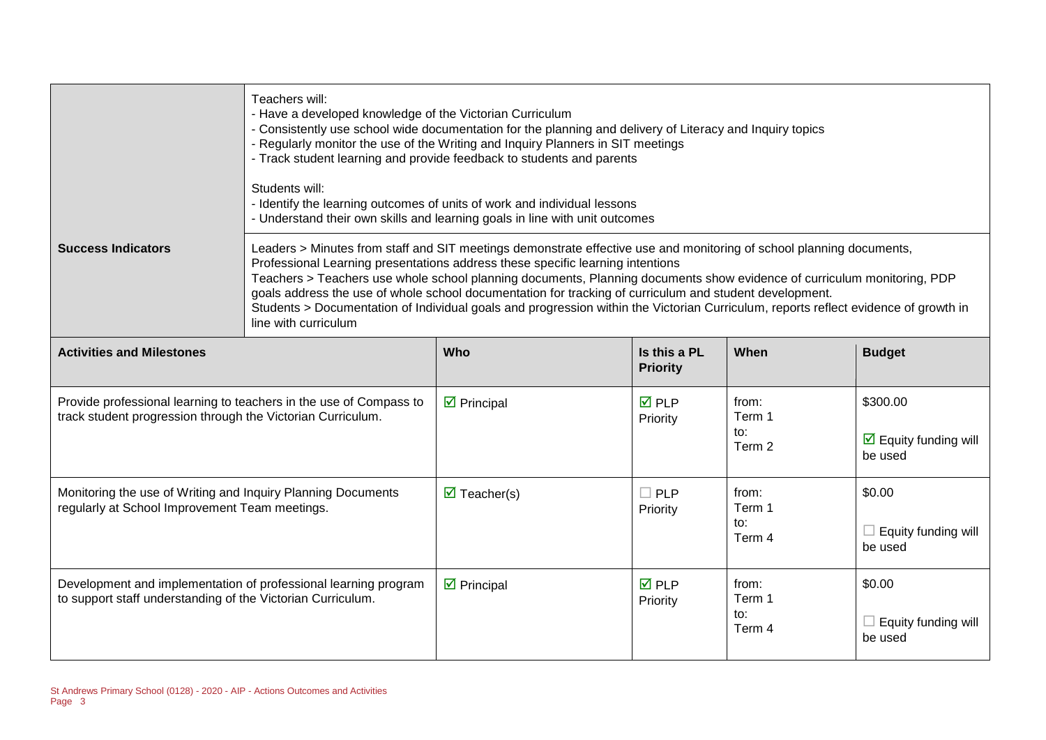| | |
|---|---|
| **Success Indicators** | Teachers will:<br>- Have a developed knowledge of the Victorian Curriculum<br>- Consistently use school wide documentation for the planning and delivery of Literacy and Inquiry topics<br>- Regularly monitor the use of the Writing and Inquiry Planners in SIT meetings<br>- Track student learning and provide feedback to students and parents<br><br>Students will:<br>- Identify the learning outcomes of units of work and individual lessons<br>- Understand their own skills and learning goals in line with unit outcomes |
| | Leaders > Minutes from staff and SIT meetings demonstrate effective use and monitoring of school planning documents, Professional Learning presentations address these specific learning intentions<br>Teachers > Teachers use whole school planning documents, Planning documents show evidence of curriculum monitoring, PDP goals address the use of whole school documentation for tracking of curriculum and student development.<br>Students > Documentation of Individual goals and progression within the Victorian Curriculum, reports reflect evidence of growth in line with curriculum |

| **Activities and Milestones** | **Who** | **Is this a PL Priority** | **When** | **Budget** |
|---|---|---|---|---|
| Provide professional learning to teachers in the use of Compass to track student progression through the Victorian Curriculum. | ☑ Principal | ☑ PLP Priority | from: Term 1 to: Term 2 | $300.00<br>☑ Equity funding will be used |
| Monitoring the use of Writing and Inquiry Planning Documents regularly at School Improvement Team meetings. | ☑ Teacher(s) | ☐ PLP Priority | from: Term 1 to: Term 4 | $0.00<br>☐ Equity funding will be used |
| Development and implementation of professional learning program to support staff understanding of the Victorian Curriculum. | ☑ Principal | ☑ PLP Priority | from: Term 1 to: Term 4 | $0.00<br>☐ Equity funding will be used |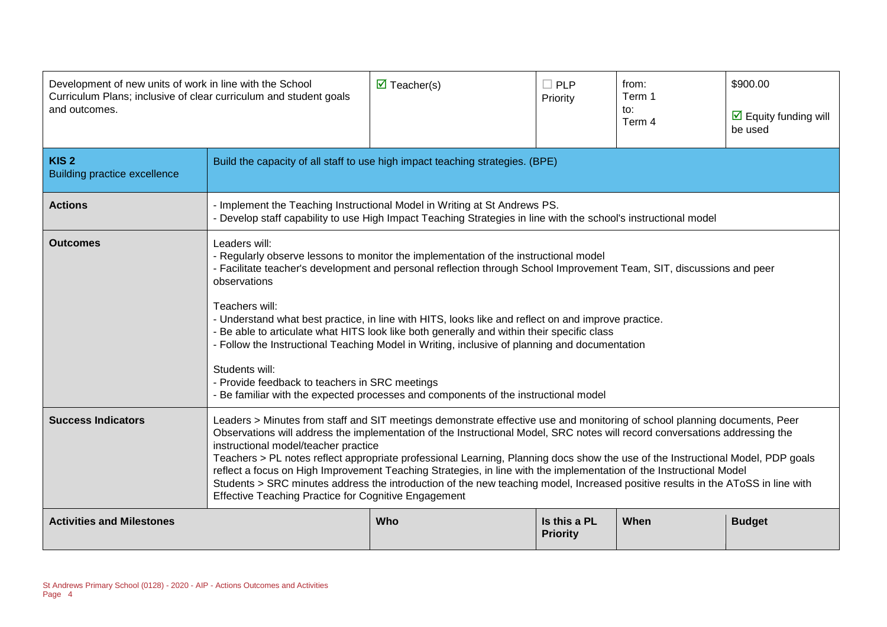| Development of new units of work in line with the School Curriculum Plans; inclusive of clear curriculum and student goals and outcomes. | ☑ Teacher(s) | ☐ PLP Priority | from: Term 1 to: Term 4 | $900.00 ☑ Equity funding will be used |
|---|---|---|---|---|

| **KIS 2** Building practice excellence | Build the capacity of all staff to use high impact teaching strategies. (BPE) |
|---|---|
| **Actions** | - Implement the Teaching Instructional Model in Writing at St Andrews PS.<br>- Develop staff capability to use High Impact Teaching Strategies in line with the school's instructional model |
| **Outcomes** | Leaders will:<br>- Regularly observe lessons to monitor the implementation of the instructional model<br>- Facilitate teacher's development and personal reflection through School Improvement Team, SIT, discussions and peer observations<br><br>Teachers will:<br>- Understand what best practice, in line with HITS, looks like and reflect on and improve practice.<br>- Be able to articulate what HITS look like both generally and within their specific class<br>- Follow the Instructional Teaching Model in Writing, inclusive of planning and documentation<br><br>Students will:<br>- Provide feedback to teachers in SRC meetings<br>- Be familiar with the expected processes and components of the instructional model |
| **Success Indicators** | Leaders > Minutes from staff and SIT meetings demonstrate effective use and monitoring of school planning documents, Peer Observations will address the implementation of the Instructional Model, SRC notes will record conversations addressing the instructional model/teacher practice<br>Teachers > PL notes reflect appropriate professional Learning, Planning docs show the use of the Instructional Model, PDP goals reflect a focus on High Improvement Teaching Strategies, in line with the implementation of the Instructional Model<br>Students > SRC minutes address the introduction of the new teaching model, Increased positive results in the AToSS in line with Effective Teaching Practice for Cognitive Engagement |

| **Activities and Milestones** | **Who** | **Is this a PL Priority** | **When** | **Budget** |
|---|---|---|---|---|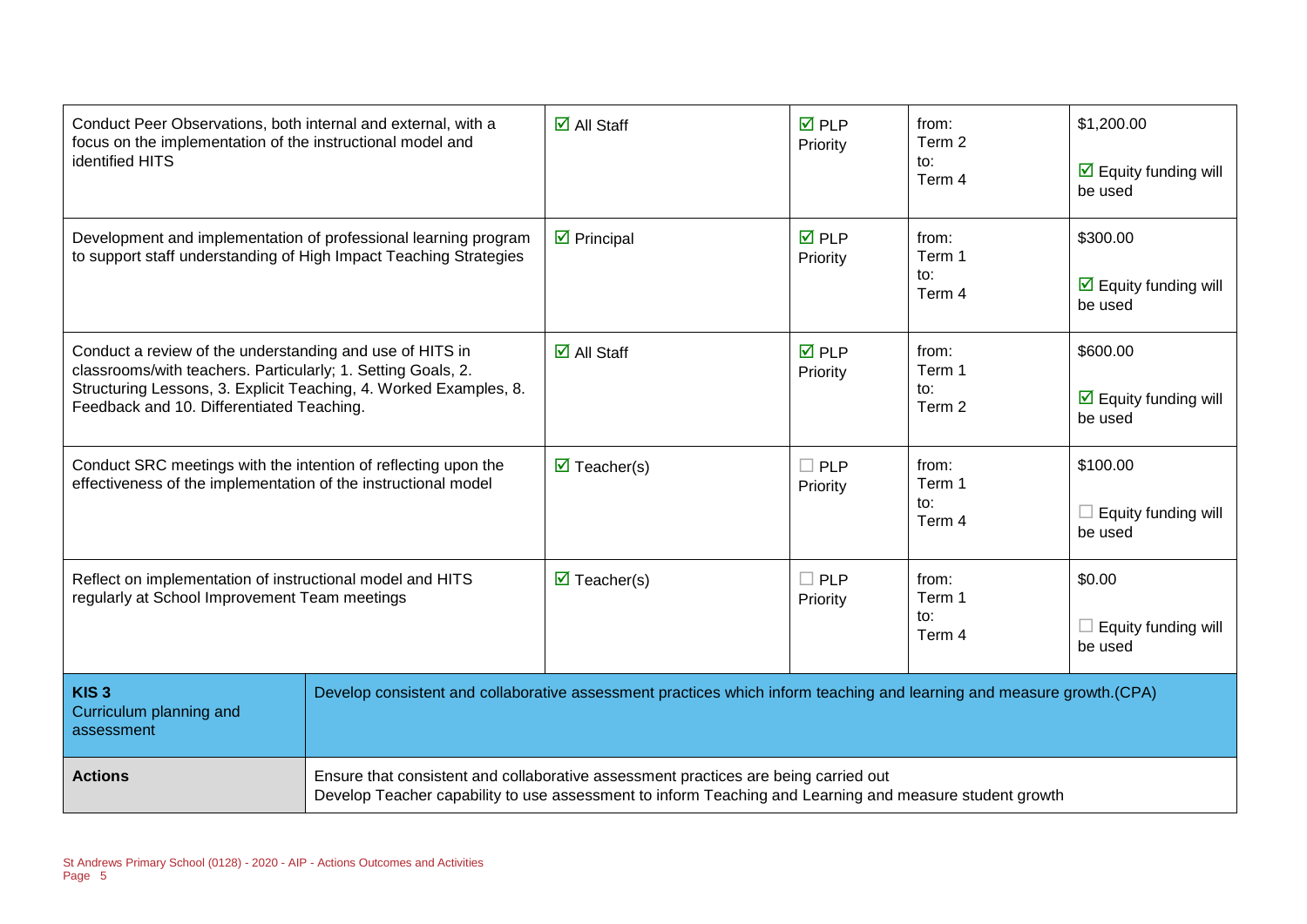| | | | | |
|---|---|---|---|---|
| Conduct Peer Observations, both internal and external, with a focus on the implementation of the instructional model and identified HITS | ☑ All Staff | ☑ PLP Priority | from: Term 2 to: Term 4 | $1,200.00 ☑ Equity funding will be used |
| Development and implementation of professional learning program to support staff understanding of High Impact Teaching Strategies | ☑ Principal | ☑ PLP Priority | from: Term 1 to: Term 4 | $300.00 ☑ Equity funding will be used |
| Conduct a review of the understanding and use of HITS in classrooms/with teachers. Particularly; 1. Setting Goals, 2. Structuring Lessons, 3. Explicit Teaching, 4. Worked Examples, 8. Feedback and 10. Differentiated Teaching. | ☑ All Staff | ☑ PLP Priority | from: Term 1 to: Term 2 | $600.00 ☑ Equity funding will be used |
| Conduct SRC meetings with the intention of reflecting upon the effectiveness of the implementation of the instructional model | ☑ Teacher(s) | ☐ PLP Priority | from: Term 1 to: Term 4 | $100.00 ☐ Equity funding will be used |
| Reflect on implementation of instructional model and HITS regularly at School Improvement Team meetings | ☑ Teacher(s) | ☐ PLP Priority | from: Term 1 to: Term 4 | $0.00 ☐ Equity funding will be used |

| | |
|---|---|
| **KIS 3** Curriculum planning and assessment | Develop consistent and collaborative assessment practices which inform teaching and learning and measure growth.(CPA) |
| **Actions** | Ensure that consistent and collaborative assessment practices are being carried out<br>Develop Teacher capability to use assessment to inform Teaching and Learning and measure student growth |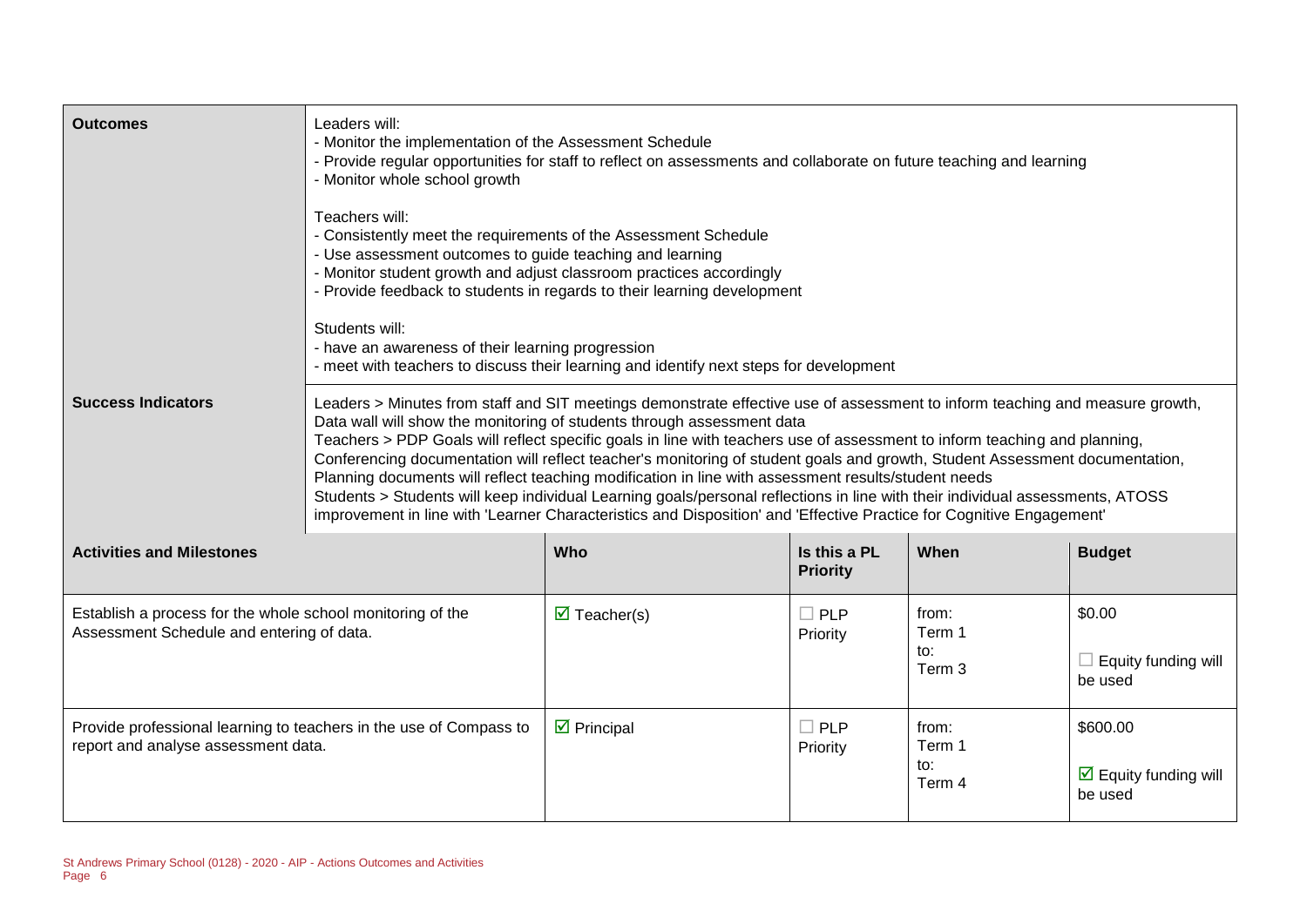| **Outcomes** | Leaders will:<br>- Monitor the implementation of the Assessment Schedule<br>- Provide regular opportunities for staff to reflect on assessments and collaborate on future teaching and learning<br>- Monitor whole school growth<br><br>Teachers will:<br>- Consistently meet the requirements of the Assessment Schedule<br>- Use assessment outcomes to guide teaching and learning<br>- Monitor student growth and adjust classroom practices accordingly<br>- Provide feedback to students in regards to their learning development<br><br>Students will:<br>- have an awareness of their learning progression<br>- meet with teachers to discuss their learning and identify next steps for development |
|---|---|
| **Success Indicators** | Leaders > Minutes from staff and SIT meetings demonstrate effective use of assessment to inform teaching and measure growth, Data wall will show the monitoring of students through assessment data<br>Teachers > PDP Goals will reflect specific goals in line with teachers use of assessment to inform teaching and planning, Conferencing documentation will reflect teacher's monitoring of student goals and growth, Student Assessment documentation, Planning documents will reflect teaching modification in line with assessment results/student needs<br>Students > Students will keep individual Learning goals/personal reflections in line with their individual assessments, ATOSS improvement in line with 'Learner Characteristics and Disposition' and 'Effective Practice for Cognitive Engagement' |

| **Activities and Milestones** | **Who** | **Is this a PL Priority** | **When** | **Budget** |
|---|---|---|---|---|
| Establish a process for the whole school monitoring of the Assessment Schedule and entering of data. | ☑ Teacher(s) | ☐ PLP Priority | from: Term 1 to: Term 3 | $0.00<br>☐ Equity funding will be used |
| Provide professional learning to teachers in the use of Compass to report and analyse assessment data. | ☑ Principal | ☐ PLP Priority | from: Term 1 to: Term 4 | $600.00<br>☑ Equity funding will be used |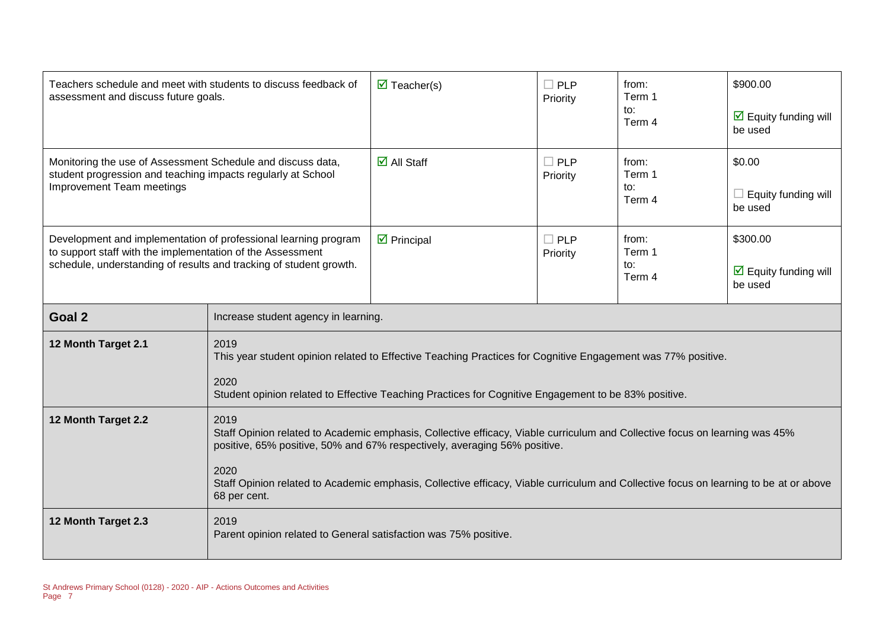| Actions | Who | PLP Priority | When | Budget |
| --- | --- | --- | --- | --- |
| Teachers schedule and meet with students to discuss feedback of assessment and discuss future goals. | ☑ Teacher(s) | ☐ PLP Priority | from: Term 1 to: Term 4 | $900.00 ☑ Equity funding will be used |
| Monitoring the use of Assessment Schedule and discuss data, student progression and teaching impacts regularly at School Improvement Team meetings | ☑ All Staff | ☐ PLP Priority | from: Term 1 to: Term 4 | $0.00 ☐ Equity funding will be used |
| Development and implementation of professional learning program to support staff with the implementation of the Assessment schedule, understanding of results and tracking of student growth. | ☑ Principal | ☐ PLP Priority | from: Term 1 to: Term 4 | $300.00 ☑ Equity funding will be used |

| **Goal 2** | Increase student agency in learning. |
| --- | --- |
| **12 Month Target 2.1** | 2019<br>This year student opinion related to Effective Teaching Practices for Cognitive Engagement was 77% positive.<br><br>2020<br>Student opinion related to Effective Teaching Practices for Cognitive Engagement to be 83% positive. |
| **12 Month Target 2.2** | 2019<br>Staff Opinion related to Academic emphasis, Collective efficacy, Viable curriculum and Collective focus on learning was 45% positive, 65% positive, 50% and 67% respectively, averaging 56% positive.<br><br>2020<br>Staff Opinion related to Academic emphasis, Collective efficacy, Viable curriculum and Collective focus on learning to be at or above 68 per cent. |
| **12 Month Target 2.3** | 2019<br>Parent opinion related to General satisfaction was 75% positive. |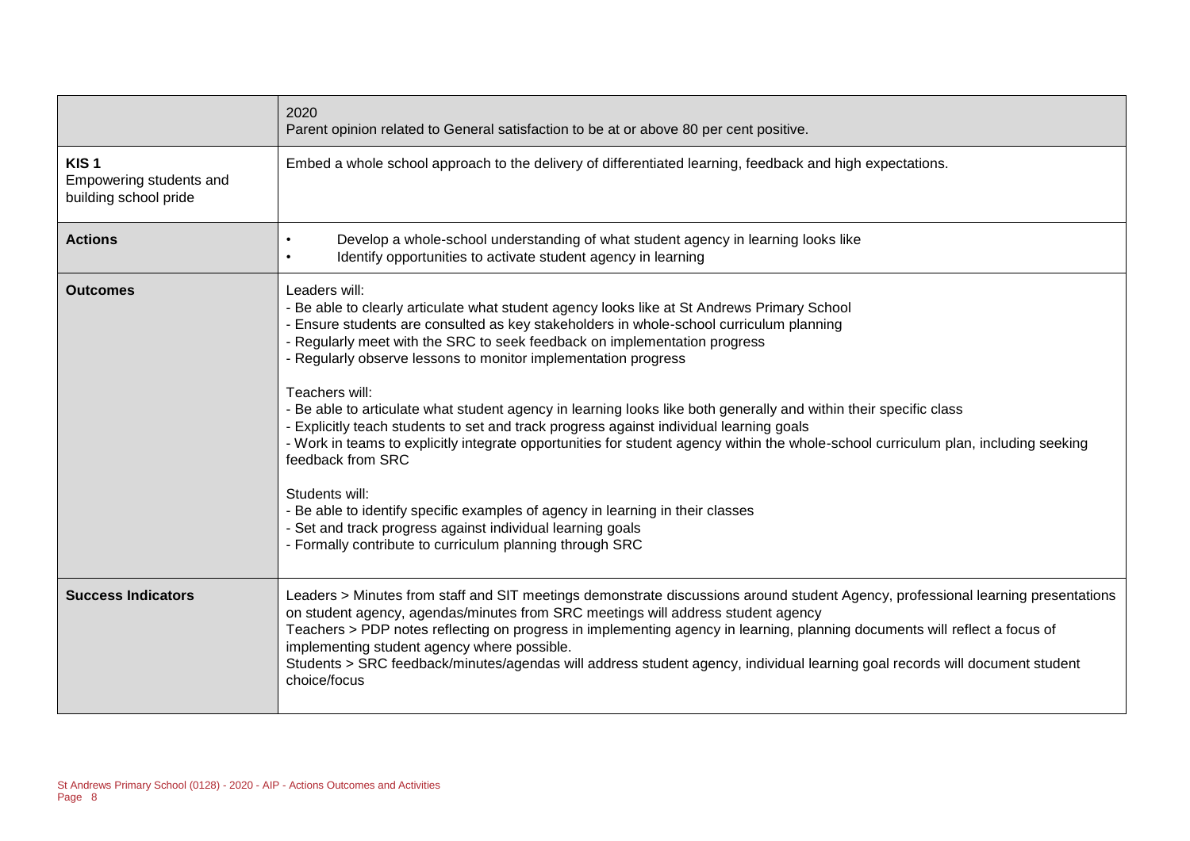| | 2020<br>Parent opinion related to General satisfaction to be at or above 80 per cent positive. |
|---|---|
| **KIS 1**<br>Empowering students and building school pride | Embed a whole school approach to the delivery of differentiated learning, feedback and high expectations. |
| **Actions** | • Develop a whole-school understanding of what student agency in learning looks like<br>• Identify opportunities to activate student agency in learning |
| **Outcomes** | Leaders will:<br>- Be able to clearly articulate what student agency looks like at St Andrews Primary School<br>- Ensure students are consulted as key stakeholders in whole-school curriculum planning<br>- Regularly meet with the SRC to seek feedback on implementation progress<br>- Regularly observe lessons to monitor implementation progress<br><br>Teachers will:<br>- Be able to articulate what student agency in learning looks like both generally and within their specific class<br>- Explicitly teach students to set and track progress against individual learning goals<br>- Work in teams to explicitly integrate opportunities for student agency within the whole-school curriculum plan, including seeking feedback from SRC<br><br>Students will:<br>- Be able to identify specific examples of agency in learning in their classes<br>- Set and track progress against individual learning goals<br>- Formally contribute to curriculum planning through SRC |
| **Success Indicators** | Leaders > Minutes from staff and SIT meetings demonstrate discussions around student Agency, professional learning presentations on student agency, agendas/minutes from SRC meetings will address student agency<br>Teachers > PDP notes reflecting on progress in implementing agency in learning, planning documents will reflect a focus of implementing student agency where possible.<br>Students > SRC feedback/minutes/agendas will address student agency, individual learning goal records will document student choice/focus |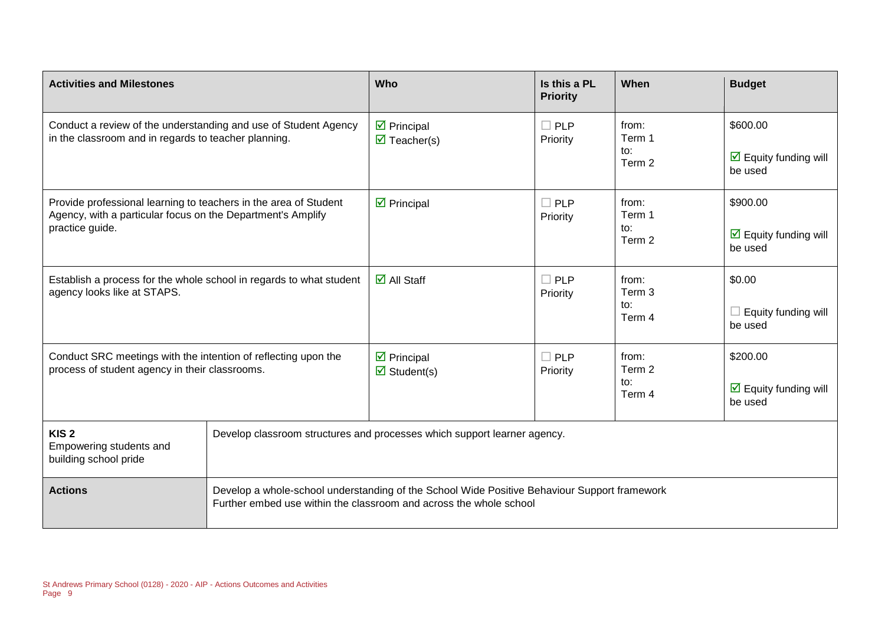| Activities and Milestones | Who | Is this a PL Priority | When | Budget |
| --- | --- | --- | --- | --- |
| Conduct a review of the understanding and use of Student Agency in the classroom and in regards to teacher planning. | ☑ Principal<br>☑ Teacher(s) | ☐ PLP Priority | from: Term 1<br>to: Term 2 | \$600.00<br>☑ Equity funding will be used |
| Provide professional learning to teachers in the area of Student Agency, with a particular focus on the Department's Amplify practice guide. | ☑ Principal | ☐ PLP Priority | from: Term 1<br>to: Term 2 | \$900.00<br>☑ Equity funding will be used |
| Establish a process for the whole school in regards to what student agency looks like at STAPS. | ☑ All Staff | ☐ PLP Priority | from: Term 3<br>to: Term 4 | \$0.00<br>☐ Equity funding will be used |
| Conduct SRC meetings with the intention of reflecting upon the process of student agency in their classrooms. | ☑ Principal<br>☑ Student(s) | ☐ PLP Priority | from: Term 2<br>to: Term 4 | \$200.00<br>☑ Equity funding will be used |

| | |
| --- | --- |
| **KIS 2**<br>Empowering students and building school pride | Develop classroom structures and processes which support learner agency. |
| **Actions** | Develop a whole-school understanding of the School Wide Positive Behaviour Support framework<br>Further embed use within the classroom and across the whole school |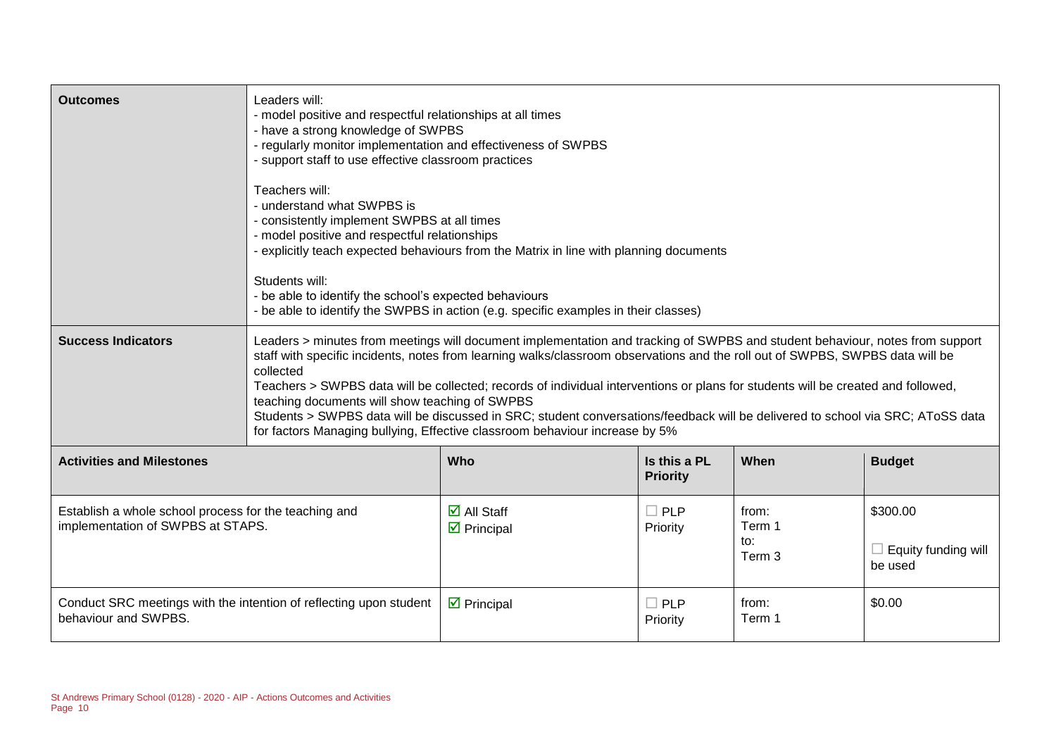| **Outcomes** | Leaders will:<br>- model positive and respectful relationships at all times<br>- have a strong knowledge of SWPBS<br>- regularly monitor implementation and effectiveness of SWPBS<br>- support staff to use effective classroom practices<br><br>Teachers will:<br>- understand what SWPBS is<br>- consistently implement SWPBS at all times<br>- model positive and respectful relationships<br>- explicitly teach expected behaviours from the Matrix in line with planning documents<br><br>Students will:<br>- be able to identify the school's expected behaviours<br>- be able to identify the SWPBS in action (e.g. specific examples in their classes) | | | |
|---|---|---|---|---|
| **Success Indicators** | Leaders > minutes from meetings will document implementation and tracking of SWPBS and student behaviour, notes from support staff with specific incidents, notes from learning walks/classroom observations and the roll out of SWPBS, SWPBS data will be collected<br>Teachers > SWPBS data will be collected; records of individual interventions or plans for students will be created and followed, teaching documents will show teaching of SWPBS<br>Students > SWPBS data will be discussed in SRC; student conversations/feedback will be delivered to school via SRC; AToSS data for factors Managing bullying, Effective classroom behaviour increase by 5% | | | |
| **Activities and Milestones** | **Who** | **Is this a PL Priority** | **When** | **Budget** |
| Establish a whole school process for the teaching and implementation of SWPBS at STAPS. | ☑ All Staff<br>☑ Principal | ☐ PLP Priority | from: Term 1<br>to: Term 3 | $300.00<br><br>☐ Equity funding will be used |
| Conduct SRC meetings with the intention of reflecting upon student behaviour and SWPBS. | ☑ Principal | ☐ PLP Priority | from: Term 1 | $0.00 |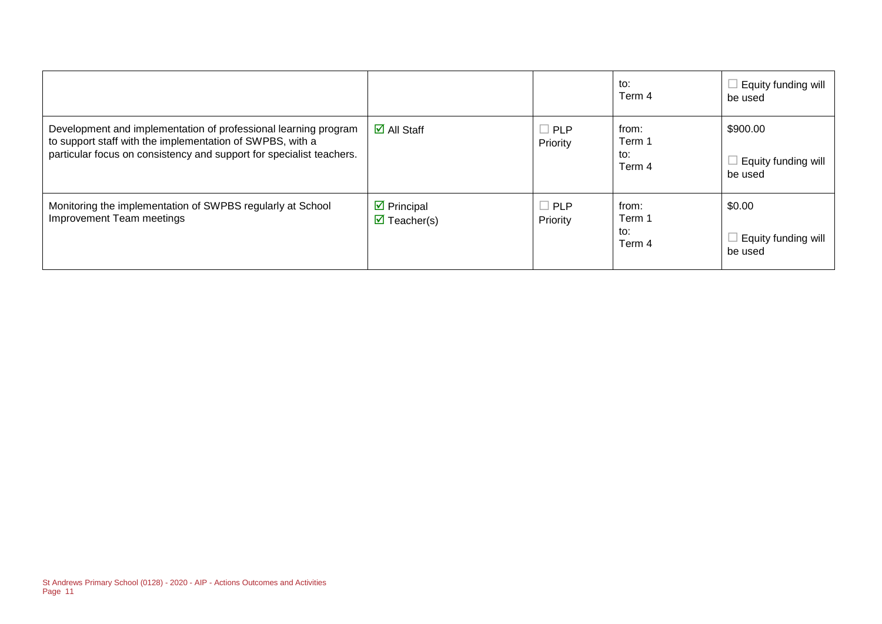| | | | to:<br>Term 4 | ☐ Equity funding will be used |
|---|---|---|---|---|
| Development and implementation of professional learning program to support staff with the implementation of SWPBS, with a particular focus on consistency and support for specialist teachers. | ☑ All Staff | ☐ PLP Priority | from:<br>Term 1<br>to:<br>Term 4 | $900.00<br><br>☐ Equity funding will be used |
| Monitoring the implementation of SWPBS regularly at School Improvement Team meetings | ☑ Principal<br>☑ Teacher(s) | ☐ PLP Priority | from:<br>Term 1<br>to:<br>Term 4 | $0.00<br><br>☐ Equity funding will be used |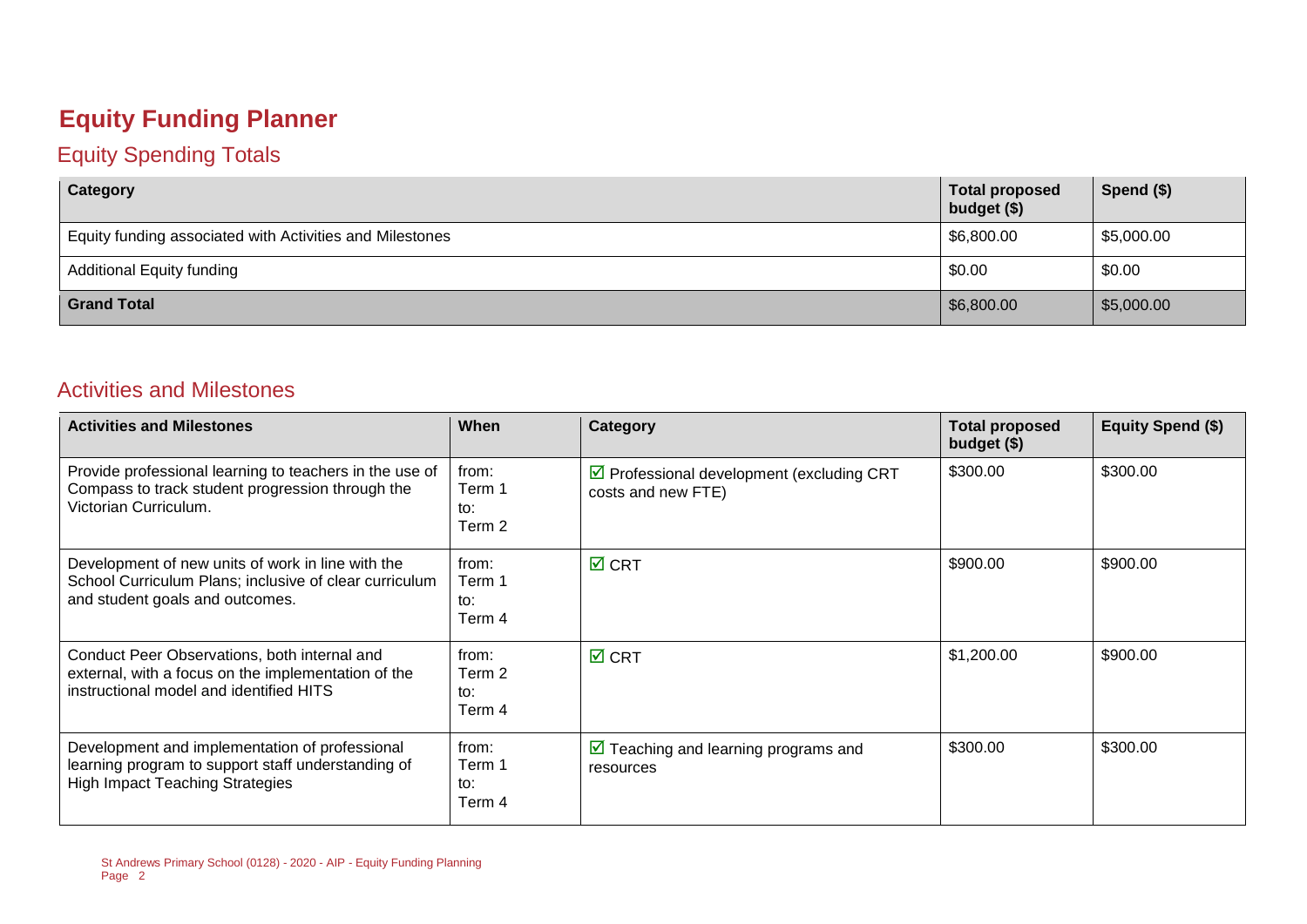# Equity Funding Planner

## Equity Spending Totals

| Category | Total proposed budget ($) | Spend ($) |
|---|---|---|
| Equity funding associated with Activities and Milestones | $6,800.00 | $5,000.00 |
| Additional Equity funding | $0.00 | $0.00 |
| **Grand Total** | $6,800.00 | $5,000.00 |

## Activities and Milestones

| Activities and Milestones | When | Category | Total proposed budget ($) | Equity Spend ($) |
|---|---|---|---|---|
| Provide professional learning to teachers in the use of Compass to track student progression through the Victorian Curriculum. | from: Term 1 to: Term 2 | ☑ Professional development (excluding CRT costs and new FTE) | $300.00 | $300.00 |
| Development of new units of work in line with the School Curriculum Plans; inclusive of clear curriculum and student goals and outcomes. | from: Term 1 to: Term 4 | ☑ CRT | $900.00 | $900.00 |
| Conduct Peer Observations, both internal and external, with a focus on the implementation of the instructional model and identified HITS | from: Term 2 to: Term 4 | ☑ CRT | $1,200.00 | $900.00 |
| Development and implementation of professional learning program to support staff understanding of High Impact Teaching Strategies | from: Term 1 to: Term 4 | ☑ Teaching and learning programs and resources | $300.00 | $300.00 |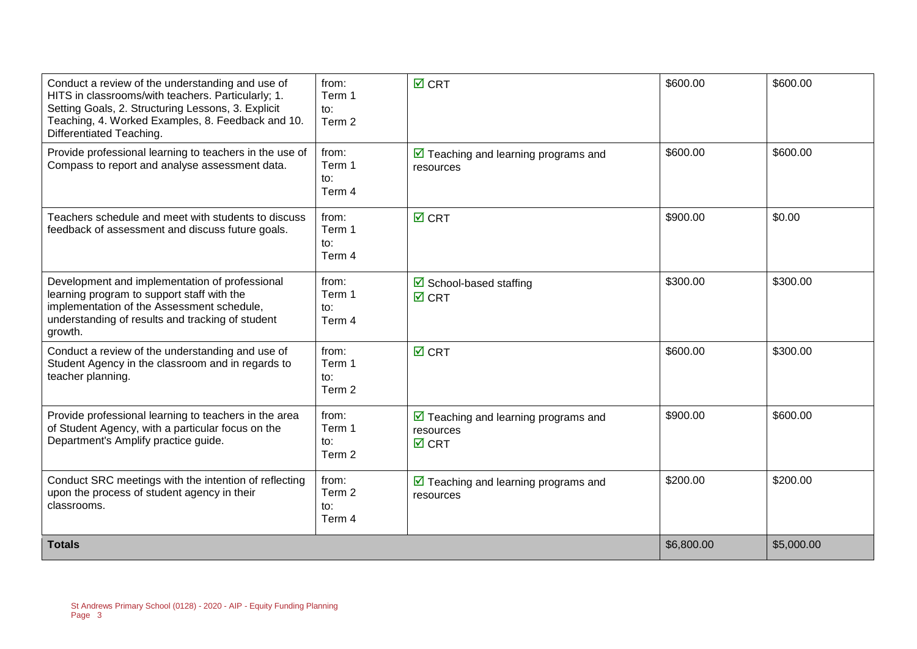| | | | | |
|---|---|---|---|---|
| Conduct a review of the understanding and use of HITS in classrooms/with teachers. Particularly; 1. Setting Goals, 2. Structuring Lessons, 3. Explicit Teaching, 4. Worked Examples, 8. Feedback and 10. Differentiated Teaching. | from: Term 1 to: Term 2 | ☑ CRT | $600.00 | $600.00 |
| Provide professional learning to teachers in the use of Compass to report and analyse assessment data. | from: Term 1 to: Term 4 | ☑ Teaching and learning programs and resources | $600.00 | $600.00 |
| Teachers schedule and meet with students to discuss feedback of assessment and discuss future goals. | from: Term 1 to: Term 4 | ☑ CRT | $900.00 | $0.00 |
| Development and implementation of professional learning program to support staff with the implementation of the Assessment schedule, understanding of results and tracking of student growth. | from: Term 1 to: Term 4 | ☑ School-based staffing ☑ CRT | $300.00 | $300.00 |
| Conduct a review of the understanding and use of Student Agency in the classroom and in regards to teacher planning. | from: Term 1 to: Term 2 | ☑ CRT | $600.00 | $300.00 |
| Provide professional learning to teachers in the area of Student Agency, with a particular focus on the Department's Amplify practice guide. | from: Term 1 to: Term 2 | ☑ Teaching and learning programs and resources ☑ CRT | $900.00 | $600.00 |
| Conduct SRC meetings with the intention of reflecting upon the process of student agency in their classrooms. | from: Term 2 to: Term 4 | ☑ Teaching and learning programs and resources | $200.00 | $200.00 |
| **Totals** | | | $6,800.00 | $5,000.00 |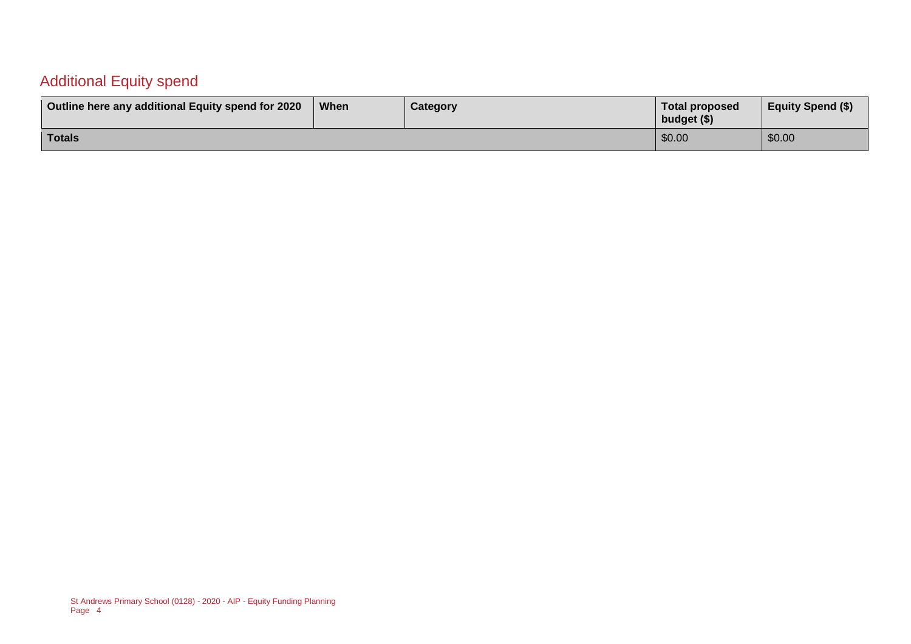## Additional Equity spend

| Outline here any additional Equity spend for 2020 | When | Category | Total proposed budget ($) | Equity Spend ($) |
|---|---|---|---|---|
| **Totals** | | | $0.00 | $0.00 |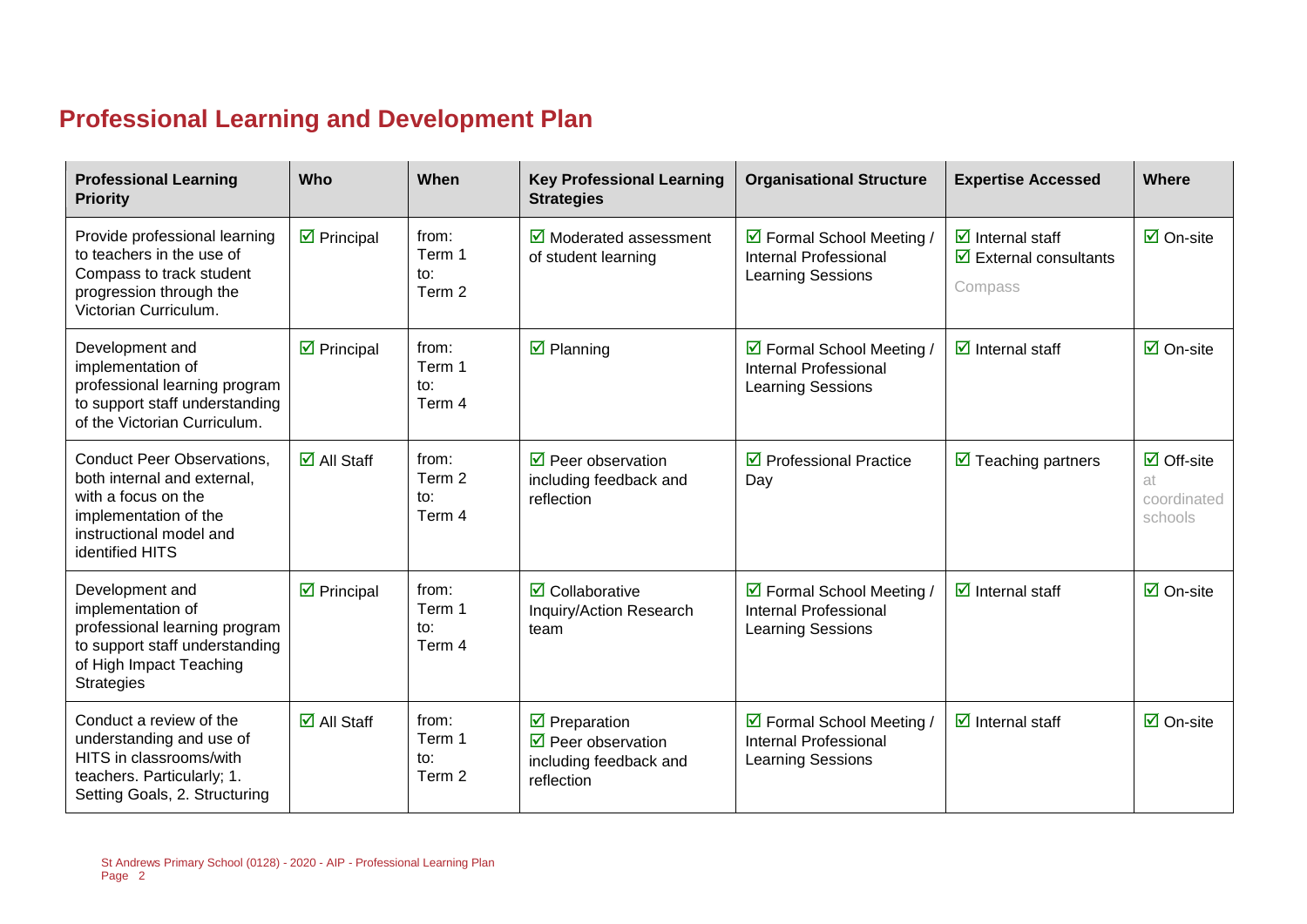## Professional Learning and Development Plan

| Professional Learning Priority | Who | When | Key Professional Learning Strategies | Organisational Structure | Expertise Accessed | Where |
|---|---|---|---|---|---|---|
| Provide professional learning to teachers in the use of Compass to track student progression through the Victorian Curriculum. | ☑ Principal | from: Term 1 to: Term 2 | ☑ Moderated assessment of student learning | ☑ Formal School Meeting / Internal Professional Learning Sessions | ☑ Internal staff<br>☑ External consultants<br>Compass | ☑ On-site |
| Development and implementation of professional learning program to support staff understanding of the Victorian Curriculum. | ☑ Principal | from: Term 1 to: Term 4 | ☑ Planning | ☑ Formal School Meeting / Internal Professional Learning Sessions | ☑ Internal staff | ☑ On-site |
| Conduct Peer Observations, both internal and external, with a focus on the implementation of the instructional model and identified HITS | ☑ All Staff | from: Term 2 to: Term 4 | ☑ Peer observation including feedback and reflection | ☑ Professional Practice Day | ☑ Teaching partners | ☑ Off-site at coordinated schools |
| Development and implementation of professional learning program to support staff understanding of High Impact Teaching Strategies | ☑ Principal | from: Term 1 to: Term 4 | ☑ Collaborative Inquiry/Action Research team | ☑ Formal School Meeting / Internal Professional Learning Sessions | ☑ Internal staff | ☑ On-site |
| Conduct a review of the understanding and use of HITS in classrooms/with teachers. Particularly; 1. Setting Goals, 2. Structuring | ☑ All Staff | from: Term 1 to: Term 2 | ☑ Preparation<br>☑ Peer observation including feedback and reflection | ☑ Formal School Meeting / Internal Professional Learning Sessions | ☑ Internal staff | ☑ On-site |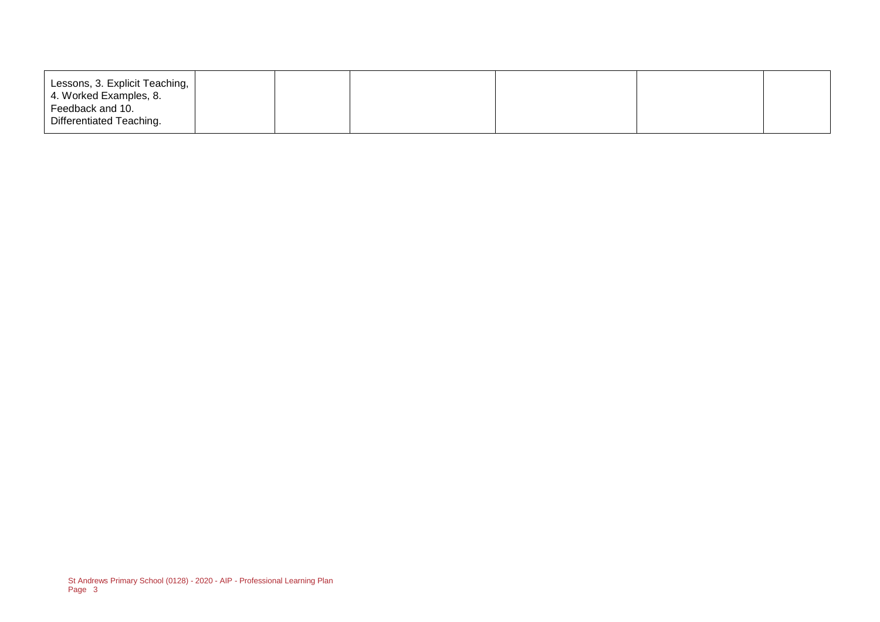| | | | | | |
|---|---|---|---|---|---|
| Lessons, 3. Explicit Teaching, 4. Worked Examples, 8. Feedback and 10. Differentiated Teaching. | | | | | |